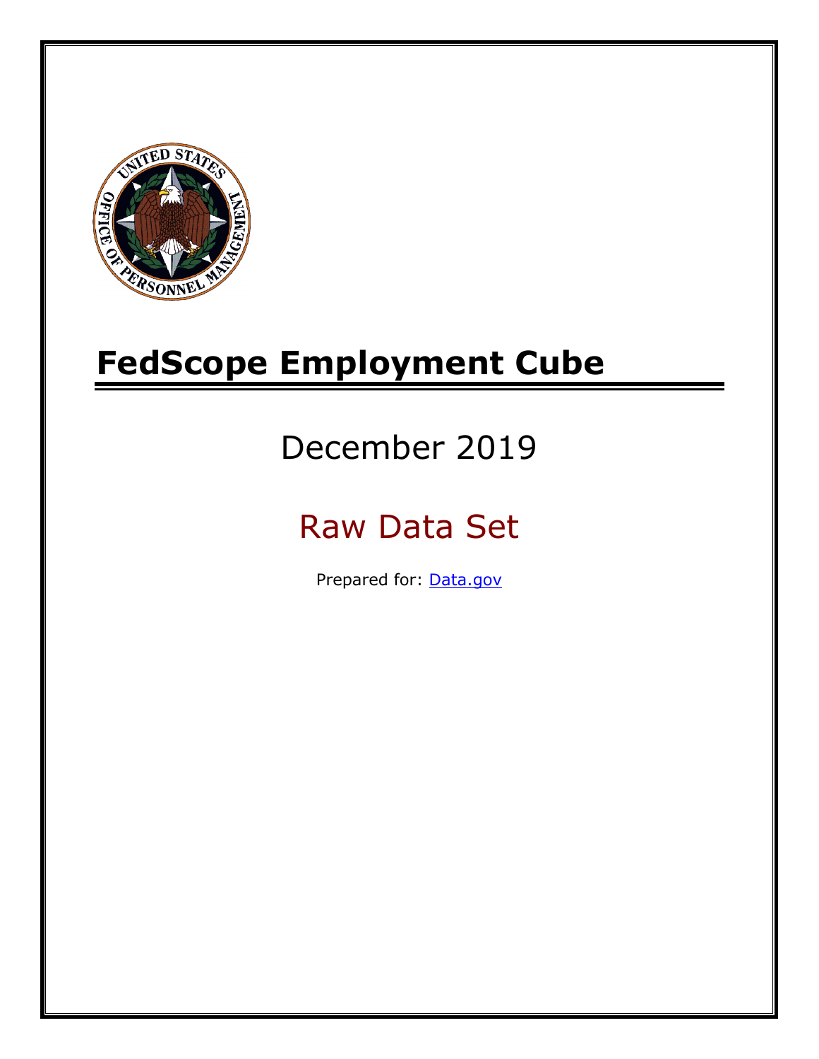# FedScope Employment Cube

December 2019

Raw Data Set

Prepared for: [Data.gov](Data.gov)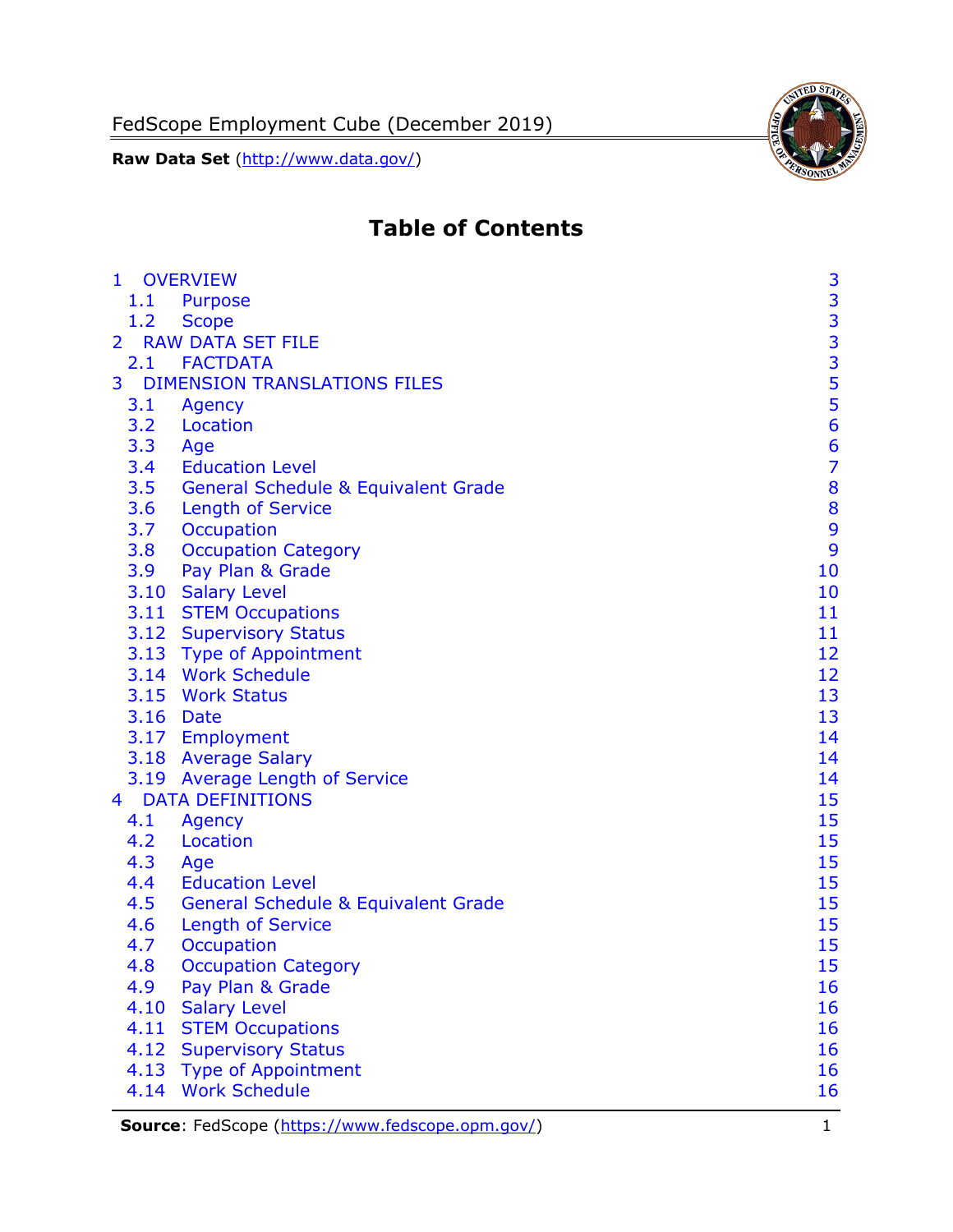# Table of Contents

| | | |
|---|---|---|
| 1 | OVERVIEW | 3 |
| 1.1 | Purpose | 3 |
| 1.2 | Scope | 3 |
| 2 | RAW DATA SET FILE | 3 |
| 2.1 | FACTDATA | 3 |
| 3 | DIMENSION TRANSLATIONS FILES | 5 |
| 3.1 | Agency | 5 |
| 3.2 | Location | 6 |
| 3.3 | Age | 6 |
| 3.4 | Education Level | 7 |
| 3.5 | General Schedule & Equivalent Grade | 8 |
| 3.6 | Length of Service | 8 |
| 3.7 | Occupation | 9 |
| 3.8 | Occupation Category | 9 |
| 3.9 | Pay Plan & Grade | 10 |
| 3.10 | Salary Level | 10 |
| 3.11 | STEM Occupations | 11 |
| 3.12 | Supervisory Status | 11 |
| 3.13 | Type of Appointment | 12 |
| 3.14 | Work Schedule | 12 |
| 3.15 | Work Status | 13 |
| 3.16 | Date | 13 |
| 3.17 | Employment | 14 |
| 3.18 | Average Salary | 14 |
| 3.19 | Average Length of Service | 14 |
| 4 | DATA DEFINITIONS | 15 |
| 4.1 | Agency | 15 |
| 4.2 | Location | 15 |
| 4.3 | Age | 15 |
| 4.4 | Education Level | 15 |
| 4.5 | General Schedule & Equivalent Grade | 15 |
| 4.6 | Length of Service | 15 |
| 4.7 | Occupation | 15 |
| 4.8 | Occupation Category | 15 |
| 4.9 | Pay Plan & Grade | 16 |
| 4.10 | Salary Level | 16 |
| 4.11 | STEM Occupations | 16 |
| 4.12 | Supervisory Status | 16 |
| 4.13 | Type of Appointment | 16 |
| 4.14 | Work Schedule | 16 |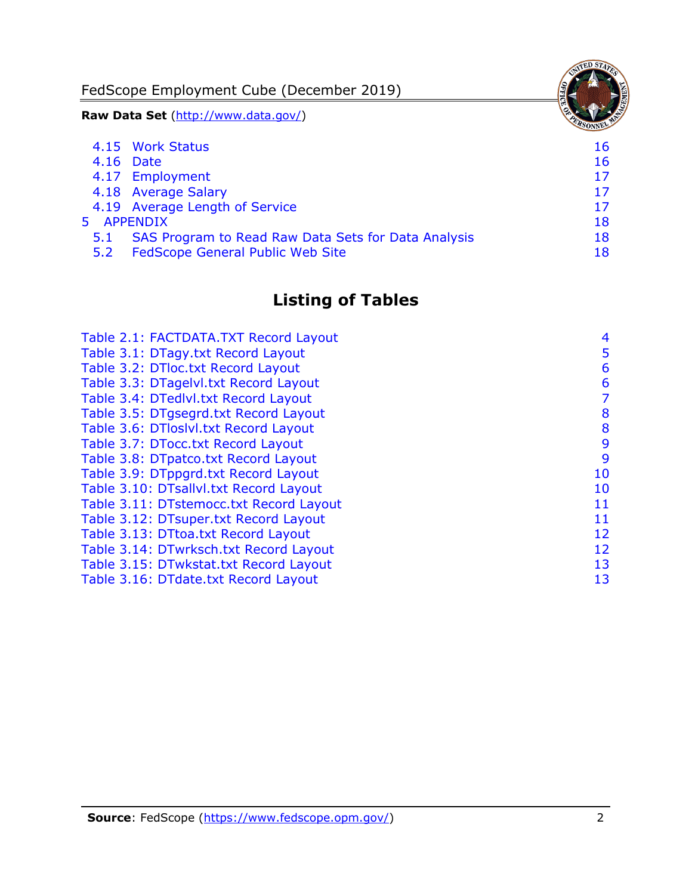| | | |
|---|---|---|
| 4.15 | Work Status | 16 |
| 4.16 | Date | 16 |
| 4.17 | Employment | 17 |
| 4.18 | Average Salary | 17 |
| 4.19 | Average Length of Service | 17 |
| 5 | APPENDIX | 18 |
| 5.1 | SAS Program to Read Raw Data Sets for Data Analysis | 18 |
| 5.2 | FedScope General Public Web Site | 18 |

## Listing of Tables

| | |
|---|---|
| Table 2.1: FACTDATA.TXT Record Layout | 4 |
| Table 3.1: DTagy.txt Record Layout | 5 |
| Table 3.2: DTloc.txt Record Layout | 6 |
| Table 3.3: DTagelvl.txt Record Layout | 6 |
| Table 3.4: DTedlvl.txt Record Layout | 7 |
| Table 3.5: DTgsegrd.txt Record Layout | 8 |
| Table 3.6: DTloslvl.txt Record Layout | 8 |
| Table 3.7: DTocc.txt Record Layout | 9 |
| Table 3.8: DTpatco.txt Record Layout | 9 |
| Table 3.9: DTppgrd.txt Record Layout | 10 |
| Table 3.10: DTsallvl.txt Record Layout | 10 |
| Table 3.11: DTstemocc.txt Record Layout | 11 |
| Table 3.12: DTsuper.txt Record Layout | 11 |
| Table 3.13: DTtoa.txt Record Layout | 12 |
| Table 3.14: DTwrksch.txt Record Layout | 12 |
| Table 3.15: DTwkstat.txt Record Layout | 13 |
| Table 3.16: DTdate.txt Record Layout | 13 |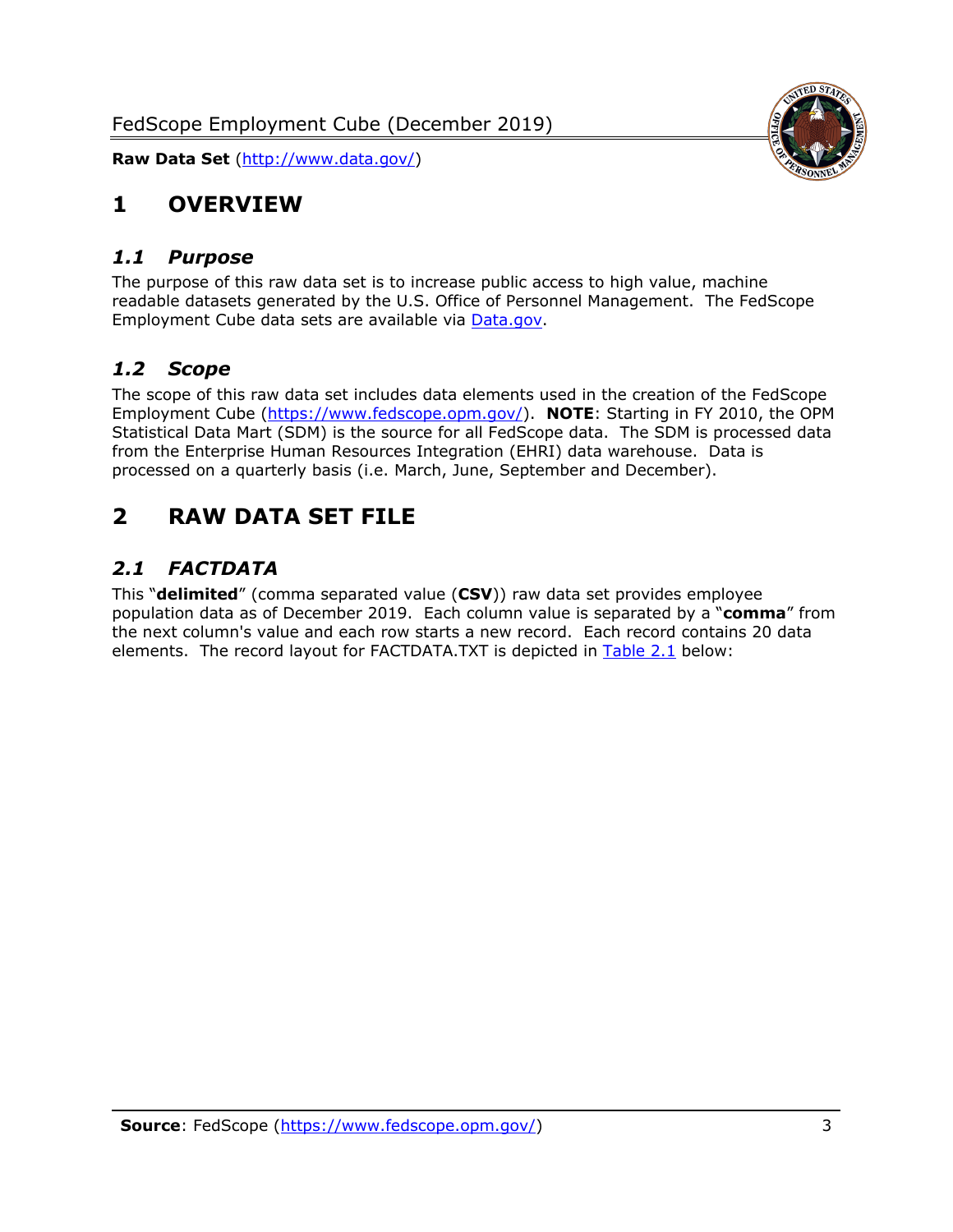# 1 OVERVIEW

## *1.1 Purpose*

The purpose of this raw data set is to increase public access to high value, machine readable datasets generated by the U.S. Office of Personnel Management. The FedScope Employment Cube data sets are available via [Data.gov](http://www.data.gov/).

## *1.2 Scope*

The scope of this raw data set includes data elements used in the creation of the FedScope Employment Cube ([https://www.fedscope.opm.gov/](https://www.fedscope.opm.gov/)). **NOTE**: Starting in FY 2010, the OPM Statistical Data Mart (SDM) is the source for all FedScope data. The SDM is processed data from the Enterprise Human Resources Integration (EHRI) data warehouse. Data is processed on a quarterly basis (i.e. March, June, September and December).

# 2 RAW DATA SET FILE

## *2.1 FACTDATA*

This "**delimited**" (comma separated value (**CSV**)) raw data set provides employee population data as of December 2019. Each column value is separated by a "**comma**" from the next column's value and each row starts a new record. Each record contains 20 data elements. The record layout for FACTDATA.TXT is depicted in Table 2.1 below: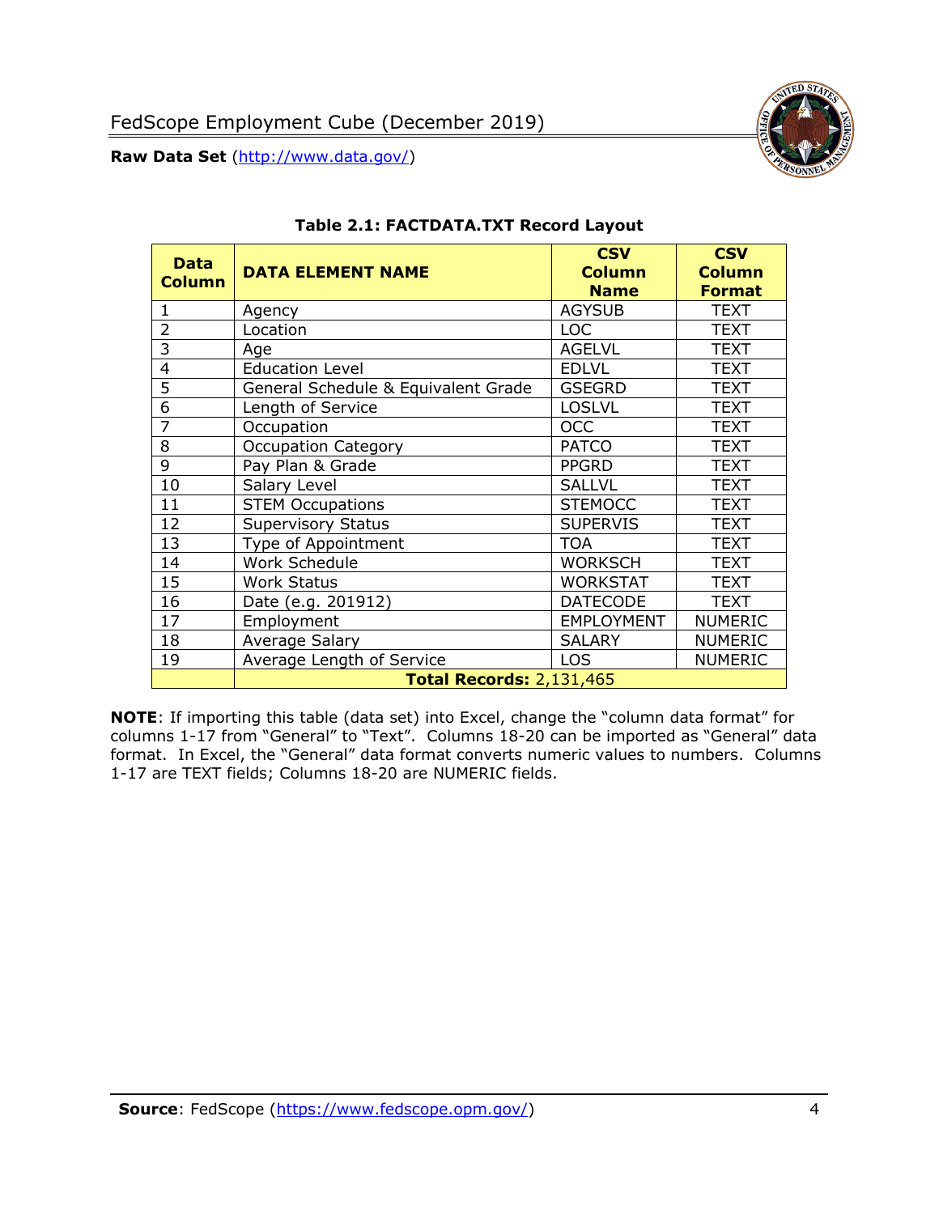**Table 2.1: FACTDATA.TXT Record Layout**

| Data Column | DATA ELEMENT NAME | CSV Column Name | CSV Column Format |
|---|---|---|---|
| 1 | Agency | AGYSUB | TEXT |
| 2 | Location | LOC | TEXT |
| 3 | Age | AGELVL | TEXT |
| 4 | Education Level | EDLVL | TEXT |
| 5 | General Schedule & Equivalent Grade | GSEGRD | TEXT |
| 6 | Length of Service | LOSLVL | TEXT |
| 7 | Occupation | OCC | TEXT |
| 8 | Occupation Category | PATCO | TEXT |
| 9 | Pay Plan & Grade | PPGRD | TEXT |
| 10 | Salary Level | SALLVL | TEXT |
| 11 | STEM Occupations | STEMOCC | TEXT |
| 12 | Supervisory Status | SUPERVIS | TEXT |
| 13 | Type of Appointment | TOA | TEXT |
| 14 | Work Schedule | WORKSCH | TEXT |
| 15 | Work Status | WORKSTAT | TEXT |
| 16 | Date (e.g. 201912) | DATECODE | TEXT |
| 17 | Employment | EMPLOYMENT | NUMERIC |
| 18 | Average Salary | SALARY | NUMERIC |
| 19 | Average Length of Service | LOS | NUMERIC |
| | **Total Records:** 2,131,465 | | |

**NOTE**: If importing this table (data set) into Excel, change the "column data format" for columns 1-17 from "General" to "Text". Columns 18-20 can be imported as "General" data format. In Excel, the "General" data format converts numeric values to numbers. Columns 1-17 are TEXT fields; Columns 18-20 are NUMERIC fields.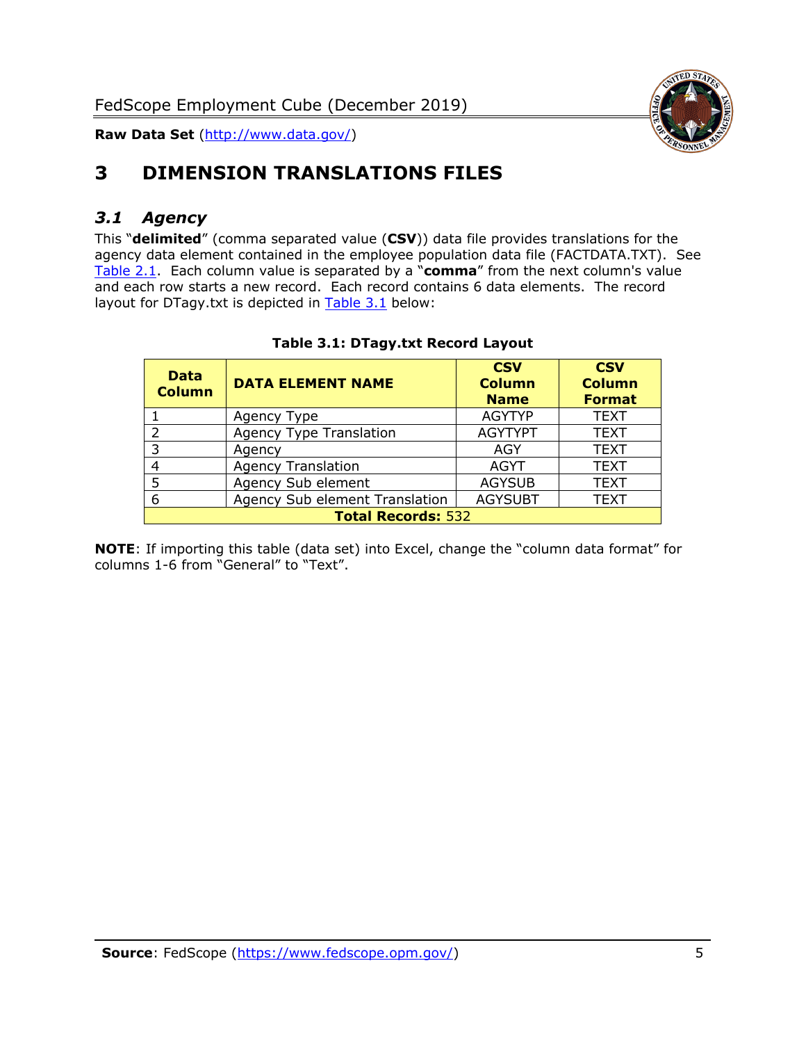# 3 DIMENSION TRANSLATIONS FILES

## *3.1 Agency*

This "**delimited**" (comma separated value (**CSV**)) data file provides translations for the agency data element contained in the employee population data file (FACTDATA.TXT). See Table 2.1. Each column value is separated by a "**comma**" from the next column's value and each row starts a new record. Each record contains 6 data elements. The record layout for DTagy.txt is depicted in Table 3.1 below:

**Table 3.1: DTagy.txt Record Layout**

| Data Column | DATA ELEMENT NAME | CSV Column Name | CSV Column Format |
|---|---|---|---|
| 1 | Agency Type | AGYTYP | TEXT |
| 2 | Agency Type Translation | AGYTYPT | TEXT |
| 3 | Agency | AGY | TEXT |
| 4 | Agency Translation | AGYT | TEXT |
| 5 | Agency Sub element | AGYSUB | TEXT |
| 6 | Agency Sub element Translation | AGYSUBT | TEXT |
| **Total Records:** 532 | | | |

**NOTE**: If importing this table (data set) into Excel, change the "column data format" for columns 1-6 from "General" to "Text".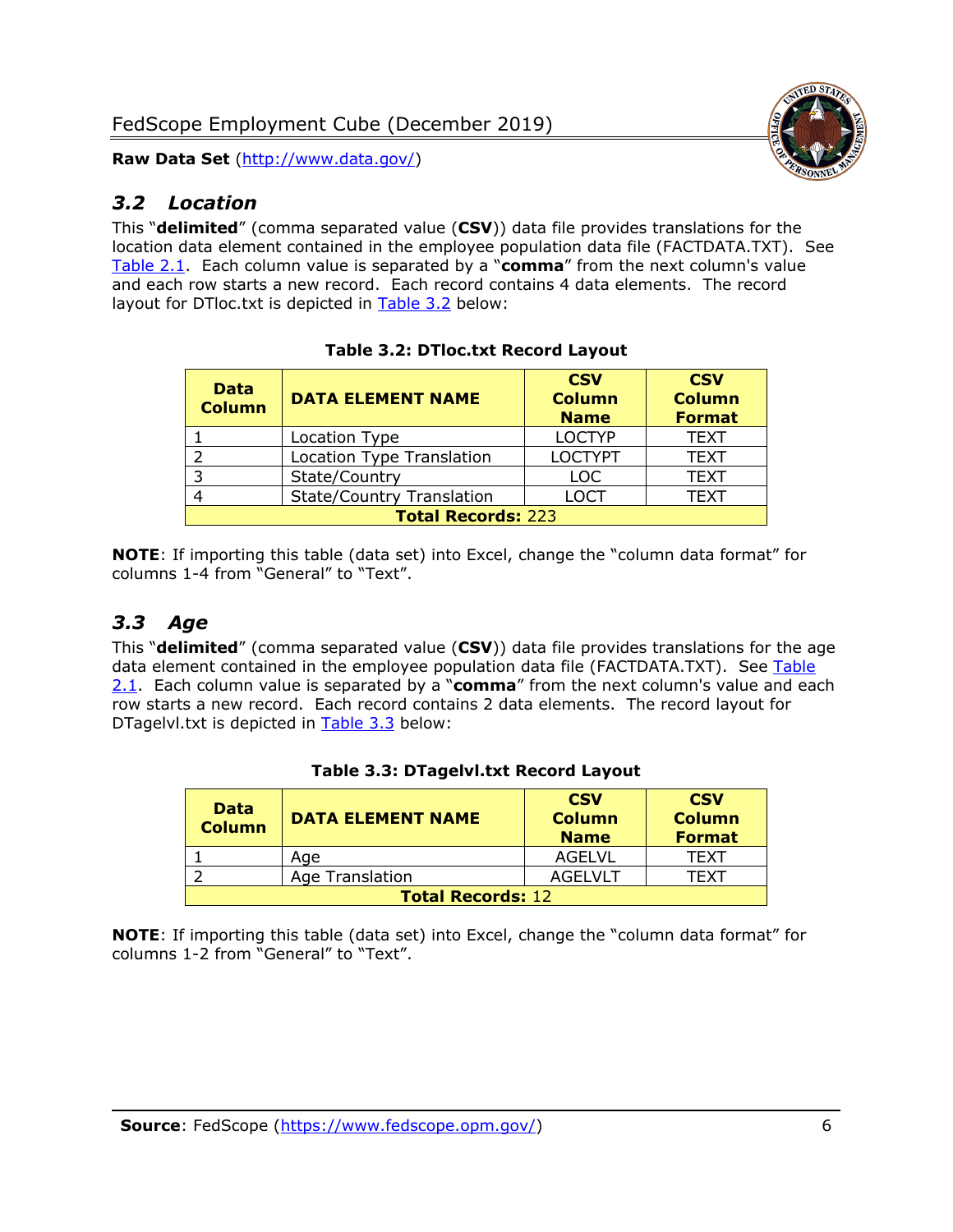## *3.2 Location*

This "**delimited**" (comma separated value (**CSV**)) data file provides translations for the location data element contained in the employee population data file (FACTDATA.TXT). See Table 2.1. Each column value is separated by a "**comma**" from the next column's value and each row starts a new record. Each record contains 4 data elements. The record layout for DTloc.txt is depicted in Table 3.2 below:

**Table 3.2: DTloc.txt Record Layout**

| Data Column | DATA ELEMENT NAME | CSV Column Name | CSV Column Format |
|---|---|---|---|
| 1 | Location Type | LOCTYP | TEXT |
| 2 | Location Type Translation | LOCTYPT | TEXT |
| 3 | State/Country | LOC | TEXT |
| 4 | State/Country Translation | LOCT | TEXT |
| **Total Records:** 223 | | | |

**NOTE**: If importing this table (data set) into Excel, change the "column data format" for columns 1-4 from "General" to "Text".

## *3.3 Age*

This "**delimited**" (comma separated value (**CSV**)) data file provides translations for the age data element contained in the employee population data file (FACTDATA.TXT). See Table 2.1. Each column value is separated by a "**comma**" from the next column's value and each row starts a new record. Each record contains 2 data elements. The record layout for DTagelvl.txt is depicted in Table 3.3 below:

**Table 3.3: DTagelvl.txt Record Layout**

| Data Column | DATA ELEMENT NAME | CSV Column Name | CSV Column Format |
|---|---|---|---|
| 1 | Age | AGELVL | TEXT |
| 2 | Age Translation | AGELVLT | TEXT |
| **Total Records:** 12 | | | |

**NOTE**: If importing this table (data set) into Excel, change the "column data format" for columns 1-2 from "General" to "Text".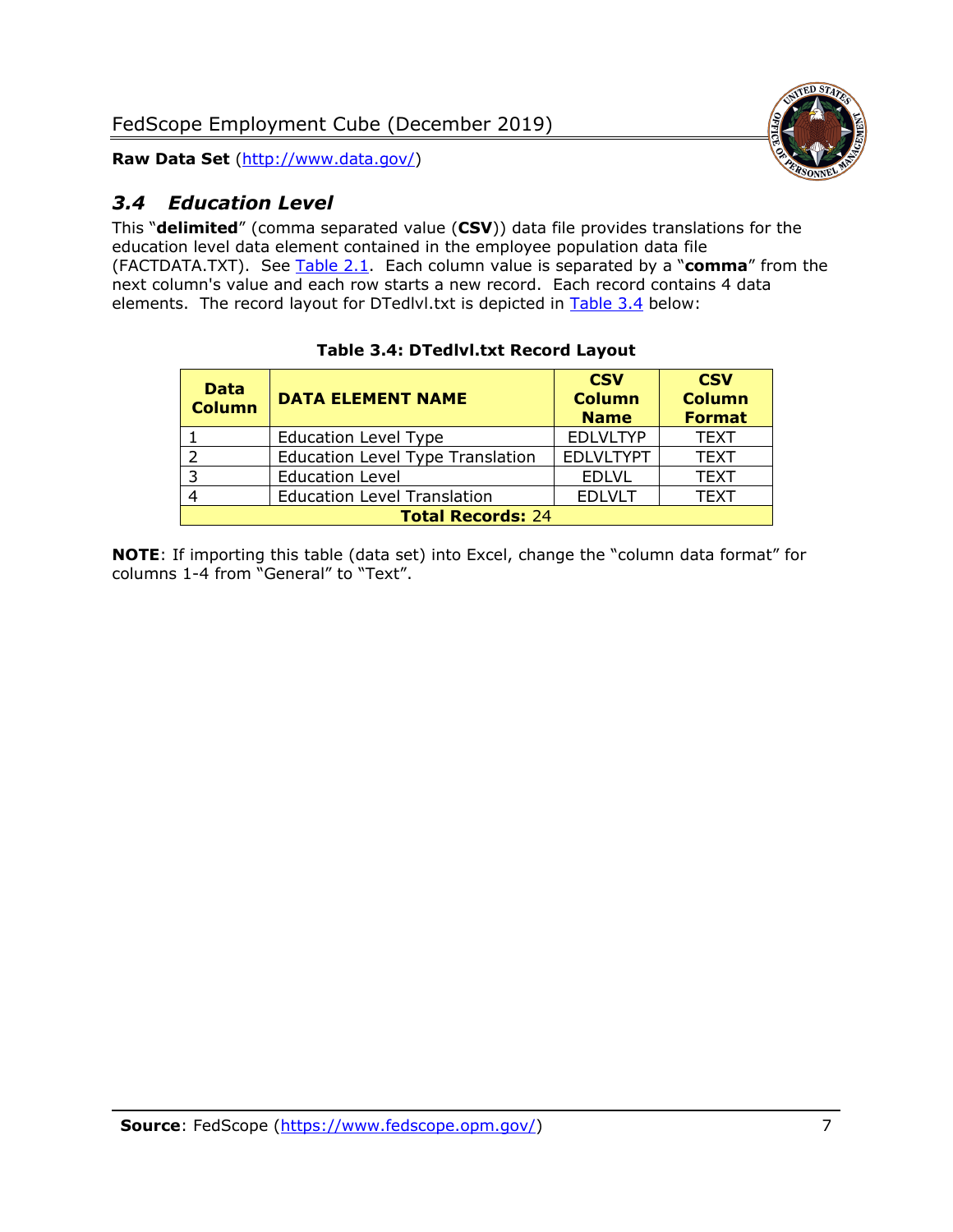## *3.4 Education Level*

This "**delimited**" (comma separated value (**CSV**)) data file provides translations for the education level data element contained in the employee population data file (FACTDATA.TXT). See Table 2.1. Each column value is separated by a "**comma**" from the next column's value and each row starts a new record. Each record contains 4 data elements. The record layout for DTedlvl.txt is depicted in Table 3.4 below:

**Table 3.4: DTedlvl.txt Record Layout**

| Data Column | DATA ELEMENT NAME | CSV Column Name | CSV Column Format |
|---|---|---|---|
| 1 | Education Level Type | EDLVLTYP | TEXT |
| 2 | Education Level Type Translation | EDLVLTYPT | TEXT |
| 3 | Education Level | EDLVL | TEXT |
| 4 | Education Level Translation | EDLVLT | TEXT |
| **Total Records:** 24 | | | |

**NOTE**: If importing this table (data set) into Excel, change the "column data format" for columns 1-4 from "General" to "Text".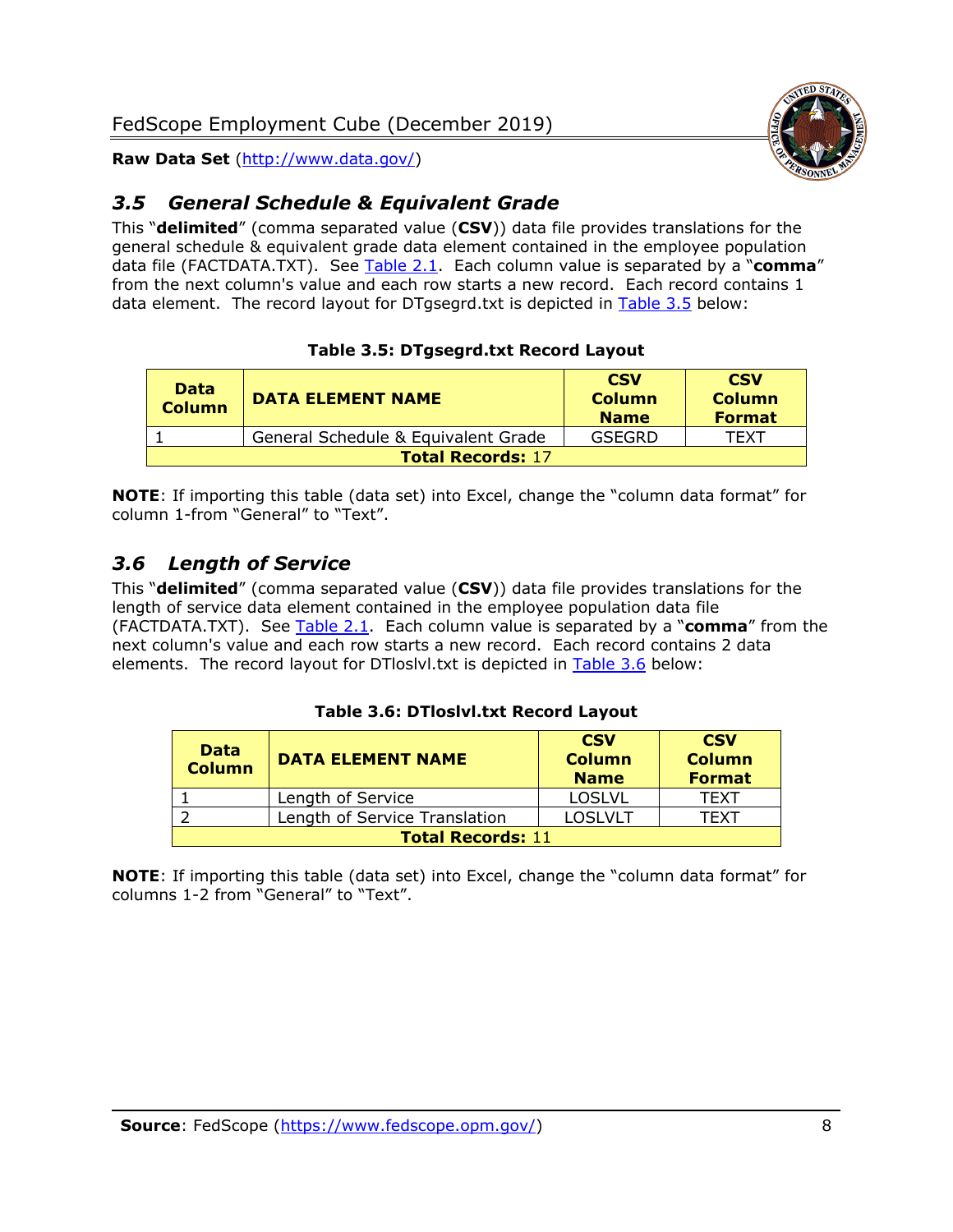## *3.5 General Schedule & Equivalent Grade*

This "**delimited**" (comma separated value (**CSV**)) data file provides translations for the general schedule & equivalent grade data element contained in the employee population data file (FACTDATA.TXT). See Table 2.1. Each column value is separated by a "**comma**" from the next column's value and each row starts a new record. Each record contains 1 data element. The record layout for DTgsegrd.txt is depicted in Table 3.5 below:

**Table 3.5: DTgsegrd.txt Record Layout**

| Data Column | DATA ELEMENT NAME | CSV Column Name | CSV Column Format |
|---|---|---|---|
| 1 | General Schedule & Equivalent Grade | GSEGRD | TEXT |
| **Total Records:** 17 | | | |

**NOTE**: If importing this table (data set) into Excel, change the "column data format" for column 1-from "General" to "Text".

## *3.6 Length of Service*

This "**delimited**" (comma separated value (**CSV**)) data file provides translations for the length of service data element contained in the employee population data file (FACTDATA.TXT). See Table 2.1. Each column value is separated by a "**comma**" from the next column's value and each row starts a new record. Each record contains 2 data elements. The record layout for DTloslvl.txt is depicted in Table 3.6 below:

**Table 3.6: DTloslvl.txt Record Layout**

| Data Column | DATA ELEMENT NAME | CSV Column Name | CSV Column Format |
|---|---|---|---|
| 1 | Length of Service | LOSLVL | TEXT |
| 2 | Length of Service Translation | LOSLVLT | TEXT |
| **Total Records:** 11 | | | |

**NOTE**: If importing this table (data set) into Excel, change the "column data format" for columns 1-2 from "General" to "Text".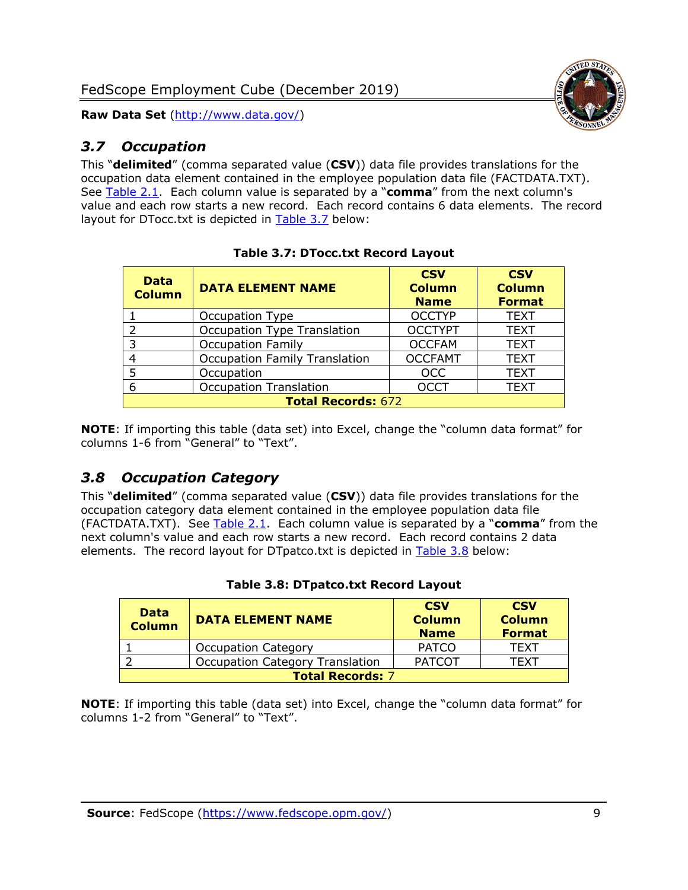## 3.7 Occupation

This "**delimited**" (comma separated value (**CSV**)) data file provides translations for the occupation data element contained in the employee population data file (FACTDATA.TXT). See Table 2.1. Each column value is separated by a "**comma**" from the next column's value and each row starts a new record. Each record contains 6 data elements. The record layout for DTocc.txt is depicted in Table 3.7 below:

**Table 3.7: DTocc.txt Record Layout**

| Data Column | DATA ELEMENT NAME | CSV Column Name | CSV Column Format |
|---|---|---|---|
| 1 | Occupation Type | OCCTYP | TEXT |
| 2 | Occupation Type Translation | OCCTYPT | TEXT |
| 3 | Occupation Family | OCCFAM | TEXT |
| 4 | Occupation Family Translation | OCCFAMT | TEXT |
| 5 | Occupation | OCC | TEXT |
| 6 | Occupation Translation | OCCT | TEXT |
| **Total Records:** 672 | | | |

**NOTE**: If importing this table (data set) into Excel, change the "column data format" for columns 1-6 from "General" to "Text".

## 3.8 Occupation Category

This "**delimited**" (comma separated value (**CSV**)) data file provides translations for the occupation category data element contained in the employee population data file (FACTDATA.TXT). See Table 2.1. Each column value is separated by a "**comma**" from the next column's value and each row starts a new record. Each record contains 2 data elements. The record layout for DTpatco.txt is depicted in Table 3.8 below:

**Table 3.8: DTpatco.txt Record Layout**

| Data Column | DATA ELEMENT NAME | CSV Column Name | CSV Column Format |
|---|---|---|---|
| 1 | Occupation Category | PATCO | TEXT |
| 2 | Occupation Category Translation | PATCOT | TEXT |
| **Total Records:** 7 | | | |

**NOTE**: If importing this table (data set) into Excel, change the "column data format" for columns 1-2 from "General" to "Text".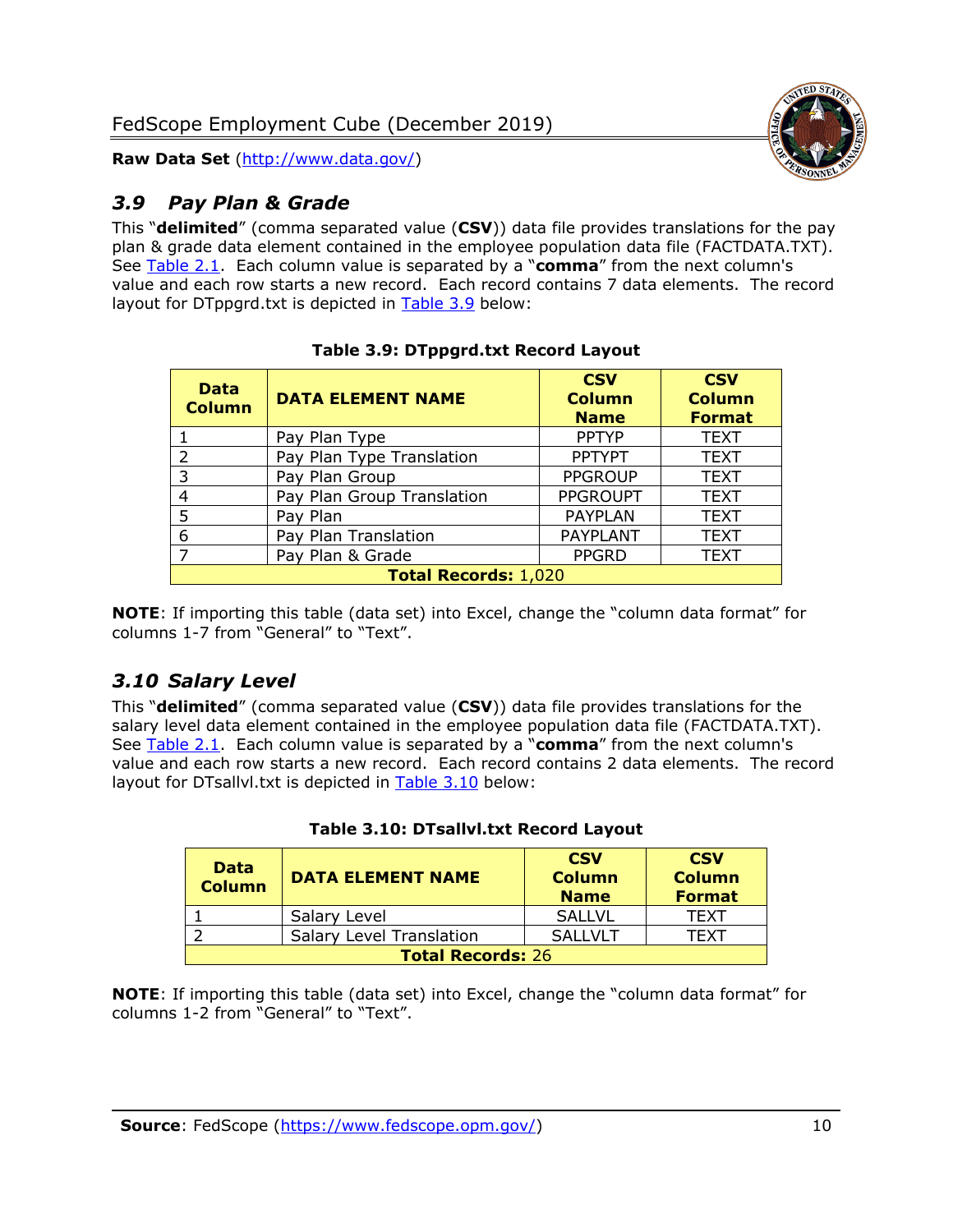## 3.9 Pay Plan & Grade

This "**delimited**" (comma separated value (**CSV**)) data file provides translations for the pay plan & grade data element contained in the employee population data file (FACTDATA.TXT). See Table 2.1. Each column value is separated by a "**comma**" from the next column's value and each row starts a new record. Each record contains 7 data elements. The record layout for DTppgrd.txt is depicted in Table 3.9 below:

**Table 3.9: DTppgrd.txt Record Layout**

| Data Column | DATA ELEMENT NAME | CSV Column Name | CSV Column Format |
|---|---|---|---|
| 1 | Pay Plan Type | PPTYP | TEXT |
| 2 | Pay Plan Type Translation | PPTYPT | TEXT |
| 3 | Pay Plan Group | PPGROUP | TEXT |
| 4 | Pay Plan Group Translation | PPGROUPT | TEXT |
| 5 | Pay Plan | PAYPLAN | TEXT |
| 6 | Pay Plan Translation | PAYPLANT | TEXT |
| 7 | Pay Plan & Grade | PPGRD | TEXT |
| **Total Records:** 1,020 | | | |

**NOTE**: If importing this table (data set) into Excel, change the "column data format" for columns 1-7 from "General" to "Text".

## 3.10 Salary Level

This "**delimited**" (comma separated value (**CSV**)) data file provides translations for the salary level data element contained in the employee population data file (FACTDATA.TXT). See Table 2.1. Each column value is separated by a "**comma**" from the next column's value and each row starts a new record. Each record contains 2 data elements. The record layout for DTsallvl.txt is depicted in Table 3.10 below:

**Table 3.10: DTsallvl.txt Record Layout**

| Data Column | DATA ELEMENT NAME | CSV Column Name | CSV Column Format |
|---|---|---|---|
| 1 | Salary Level | SALLVL | TEXT |
| 2 | Salary Level Translation | SALLVLT | TEXT |
| **Total Records:** 26 | | | |

**NOTE**: If importing this table (data set) into Excel, change the "column data format" for columns 1-2 from "General" to "Text".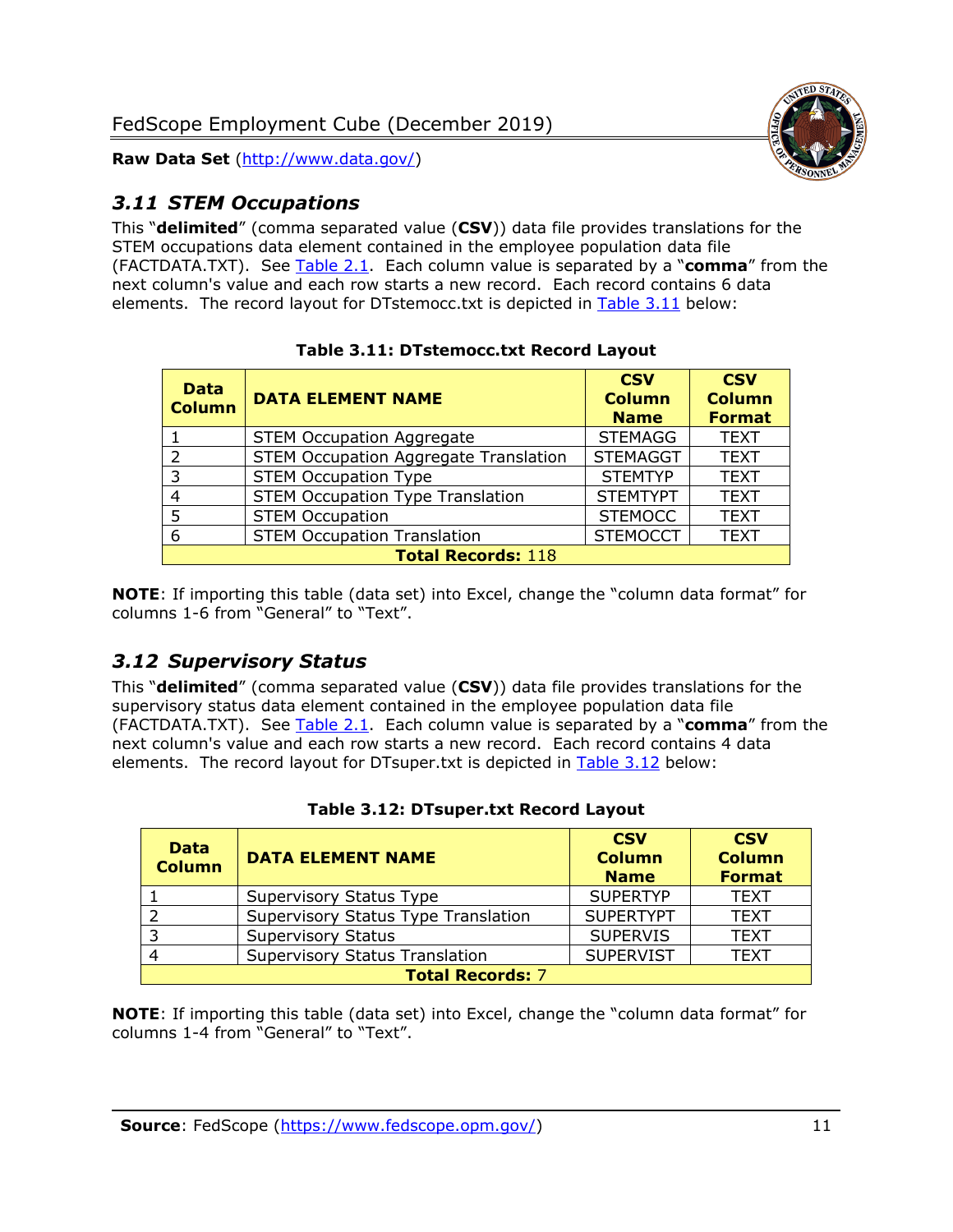### 3.11 STEM Occupations

This "**delimited**" (comma separated value (**CSV**)) data file provides translations for the STEM occupations data element contained in the employee population data file (FACTDATA.TXT). See Table 2.1. Each column value is separated by a "**comma**" from the next column's value and each row starts a new record. Each record contains 6 data elements. The record layout for DTstemocc.txt is depicted in Table 3.11 below:

**Table 3.11: DTstemocc.txt Record Layout**

| Data Column | DATA ELEMENT NAME | CSV Column Name | CSV Column Format |
|---|---|---|---|
| 1 | STEM Occupation Aggregate | STEMAGG | TEXT |
| 2 | STEM Occupation Aggregate Translation | STEMAGGT | TEXT |
| 3 | STEM Occupation Type | STEMTYP | TEXT |
| 4 | STEM Occupation Type Translation | STEMTYPT | TEXT |
| 5 | STEM Occupation | STEMOCC | TEXT |
| 6 | STEM Occupation Translation | STEMOCCT | TEXT |
| **Total Records:** 118 | | | |

**NOTE**: If importing this table (data set) into Excel, change the "column data format" for columns 1-6 from "General" to "Text".

### 3.12 Supervisory Status

This "**delimited**" (comma separated value (**CSV**)) data file provides translations for the supervisory status data element contained in the employee population data file (FACTDATA.TXT). See Table 2.1. Each column value is separated by a "**comma**" from the next column's value and each row starts a new record. Each record contains 4 data elements. The record layout for DTsuper.txt is depicted in Table 3.12 below:

**Table 3.12: DTsuper.txt Record Layout**

| Data Column | DATA ELEMENT NAME | CSV Column Name | CSV Column Format |
|---|---|---|---|
| 1 | Supervisory Status Type | SUPERTYP | TEXT |
| 2 | Supervisory Status Type Translation | SUPERTYPT | TEXT |
| 3 | Supervisory Status | SUPERVIS | TEXT |
| 4 | Supervisory Status Translation | SUPERVIST | TEXT |
| **Total Records:** 7 | | | |

**NOTE**: If importing this table (data set) into Excel, change the "column data format" for columns 1-4 from "General" to "Text".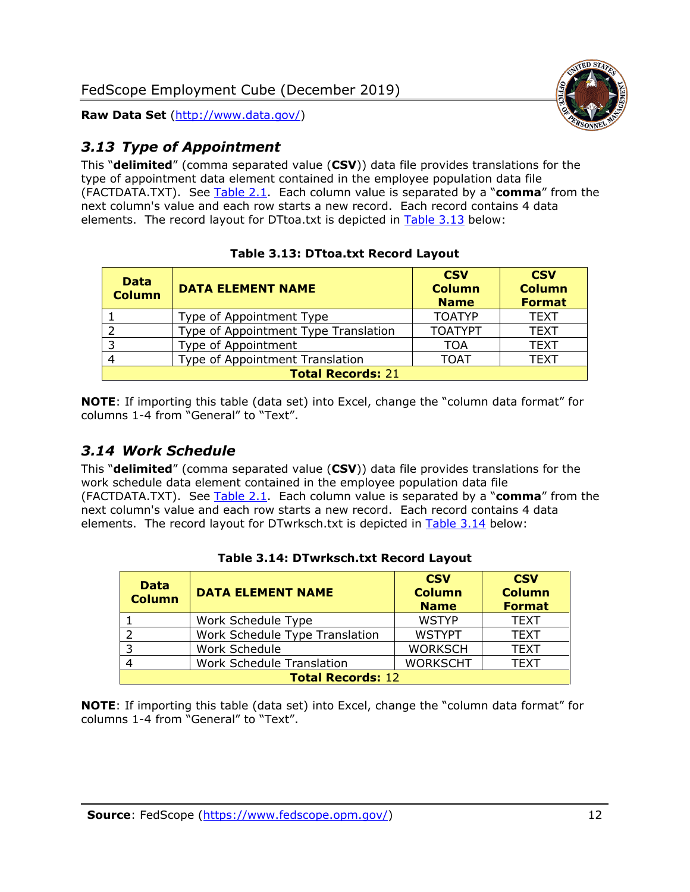## 3.13 Type of Appointment

This "**delimited**" (comma separated value (**CSV**)) data file provides translations for the type of appointment data element contained in the employee population data file (FACTDATA.TXT). See Table 2.1. Each column value is separated by a "**comma**" from the next column's value and each row starts a new record. Each record contains 4 data elements. The record layout for DTtoa.txt is depicted in Table 3.13 below:

**Table 3.13: DTtoa.txt Record Layout**

| Data Column | DATA ELEMENT NAME | CSV Column Name | CSV Column Format |
|---|---|---|---|
| 1 | Type of Appointment Type | TOATYP | TEXT |
| 2 | Type of Appointment Type Translation | TOATYPT | TEXT |
| 3 | Type of Appointment | TOA | TEXT |
| 4 | Type of Appointment Translation | TOAT | TEXT |
| **Total Records:** 21 | | | |

**NOTE**: If importing this table (data set) into Excel, change the "column data format" for columns 1-4 from "General" to "Text".

## 3.14 Work Schedule

This "**delimited**" (comma separated value (**CSV**)) data file provides translations for the work schedule data element contained in the employee population data file (FACTDATA.TXT). See Table 2.1. Each column value is separated by a "**comma**" from the next column's value and each row starts a new record. Each record contains 4 data elements. The record layout for DTwrksch.txt is depicted in Table 3.14 below:

**Table 3.14: DTwrksch.txt Record Layout**

| Data Column | DATA ELEMENT NAME | CSV Column Name | CSV Column Format |
|---|---|---|---|
| 1 | Work Schedule Type | WSTYP | TEXT |
| 2 | Work Schedule Type Translation | WSTYPT | TEXT |
| 3 | Work Schedule | WORKSCH | TEXT |
| 4 | Work Schedule Translation | WORKSCHT | TEXT |
| **Total Records:** 12 | | | |

**NOTE**: If importing this table (data set) into Excel, change the "column data format" for columns 1-4 from "General" to "Text".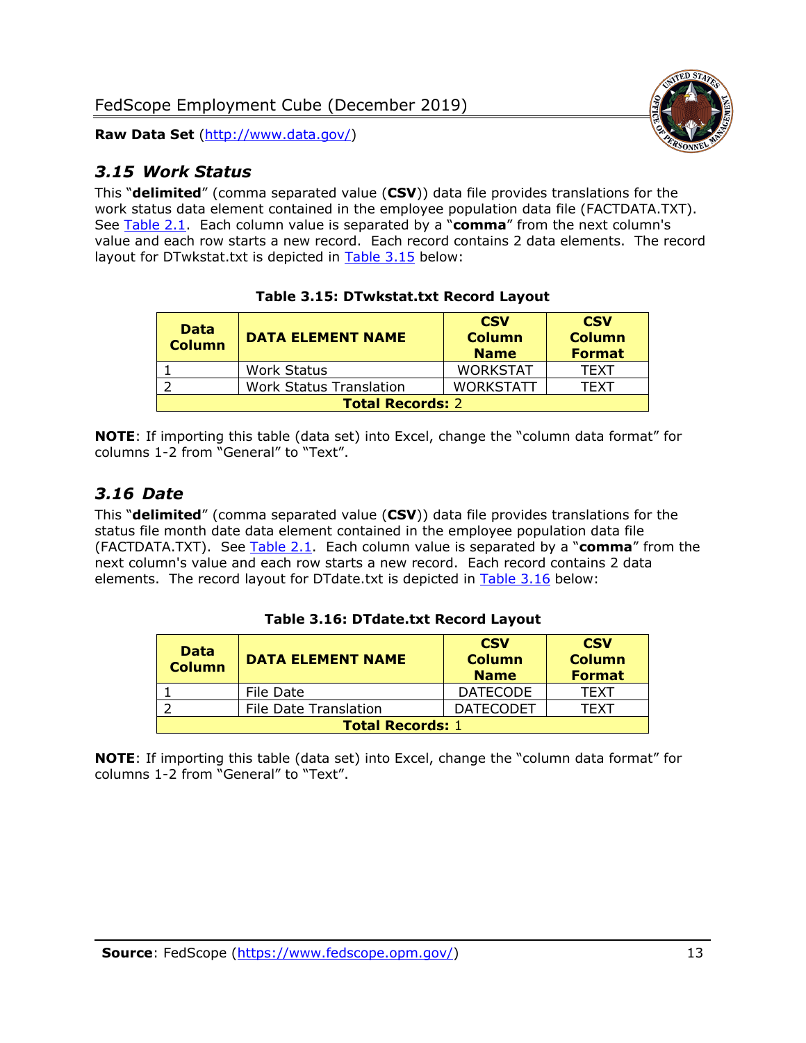## *3.15 Work Status*

This "**delimited**" (comma separated value (**CSV**)) data file provides translations for the work status data element contained in the employee population data file (FACTDATA.TXT). See Table 2.1. Each column value is separated by a "**comma**" from the next column's value and each row starts a new record. Each record contains 2 data elements. The record layout for DTwkstat.txt is depicted in Table 3.15 below:

**Table 3.15: DTwkstat.txt Record Layout**

| Data Column | DATA ELEMENT NAME | CSV Column Name | CSV Column Format |
|---|---|---|---|
| 1 | Work Status | WORKSTAT | TEXT |
| 2 | Work Status Translation | WORKSTATT | TEXT |
| **Total Records: 2** | | | |

**NOTE**: If importing this table (data set) into Excel, change the "column data format" for columns 1-2 from "General" to "Text".

## *3.16 Date*

This "**delimited**" (comma separated value (**CSV**)) data file provides translations for the status file month date data element contained in the employee population data file (FACTDATA.TXT). See Table 2.1. Each column value is separated by a "**comma**" from the next column's value and each row starts a new record. Each record contains 2 data elements. The record layout for DTdate.txt is depicted in Table 3.16 below:

**Table 3.16: DTdate.txt Record Layout**

| Data Column | DATA ELEMENT NAME | CSV Column Name | CSV Column Format |
|---|---|---|---|
| 1 | File Date | DATECODE | TEXT |
| 2 | File Date Translation | DATECODET | TEXT |
| **Total Records: 1** | | | |

**NOTE**: If importing this table (data set) into Excel, change the "column data format" for columns 1-2 from "General" to "Text".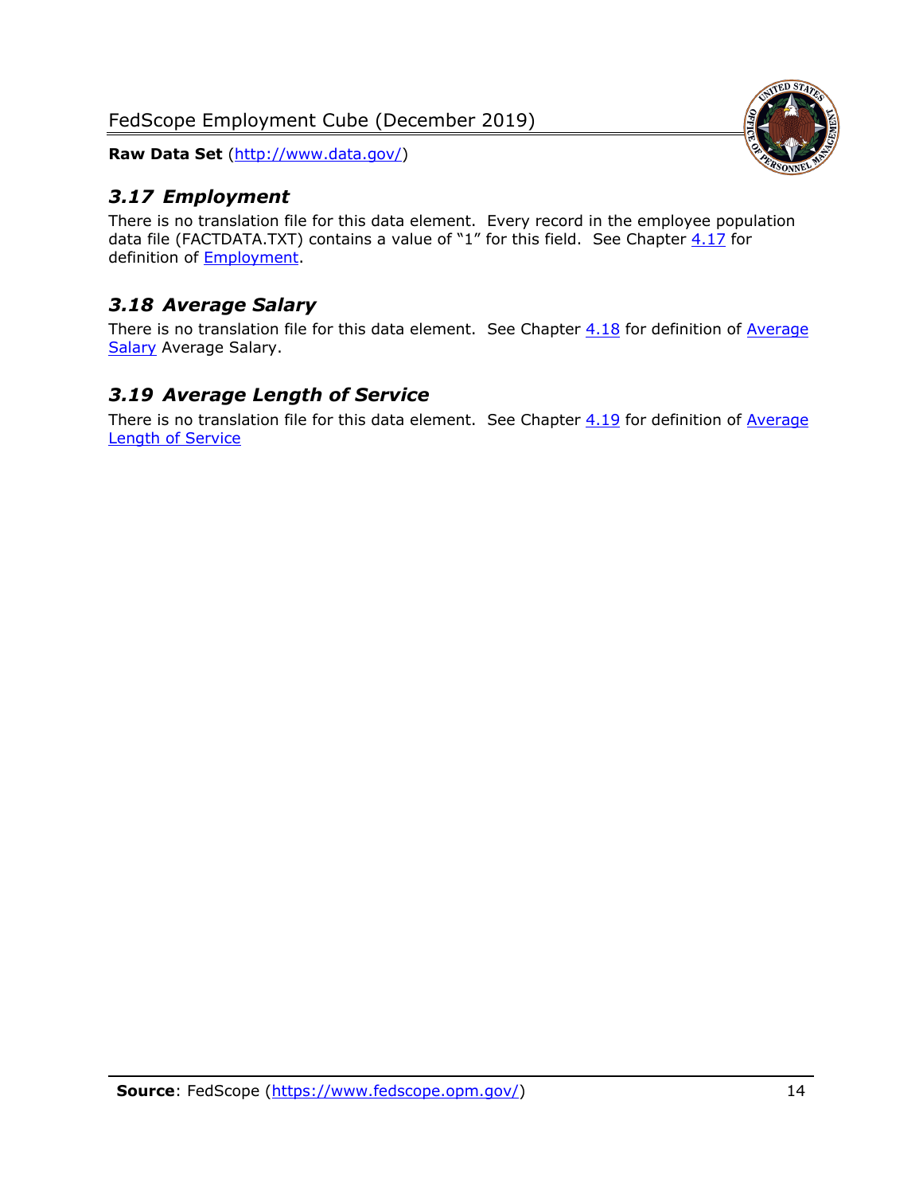### *3.17 Employment*

There is no translation file for this data element. Every record in the employee population data file (FACTDATA.TXT) contains a value of "1" for this field. See Chapter 4.17 for definition of Employment.

### *3.18 Average Salary*

There is no translation file for this data element. See Chapter 4.18 for definition of Average Salary Average Salary.

### *3.19 Average Length of Service*

There is no translation file for this data element. See Chapter 4.19 for definition of Average Length of Service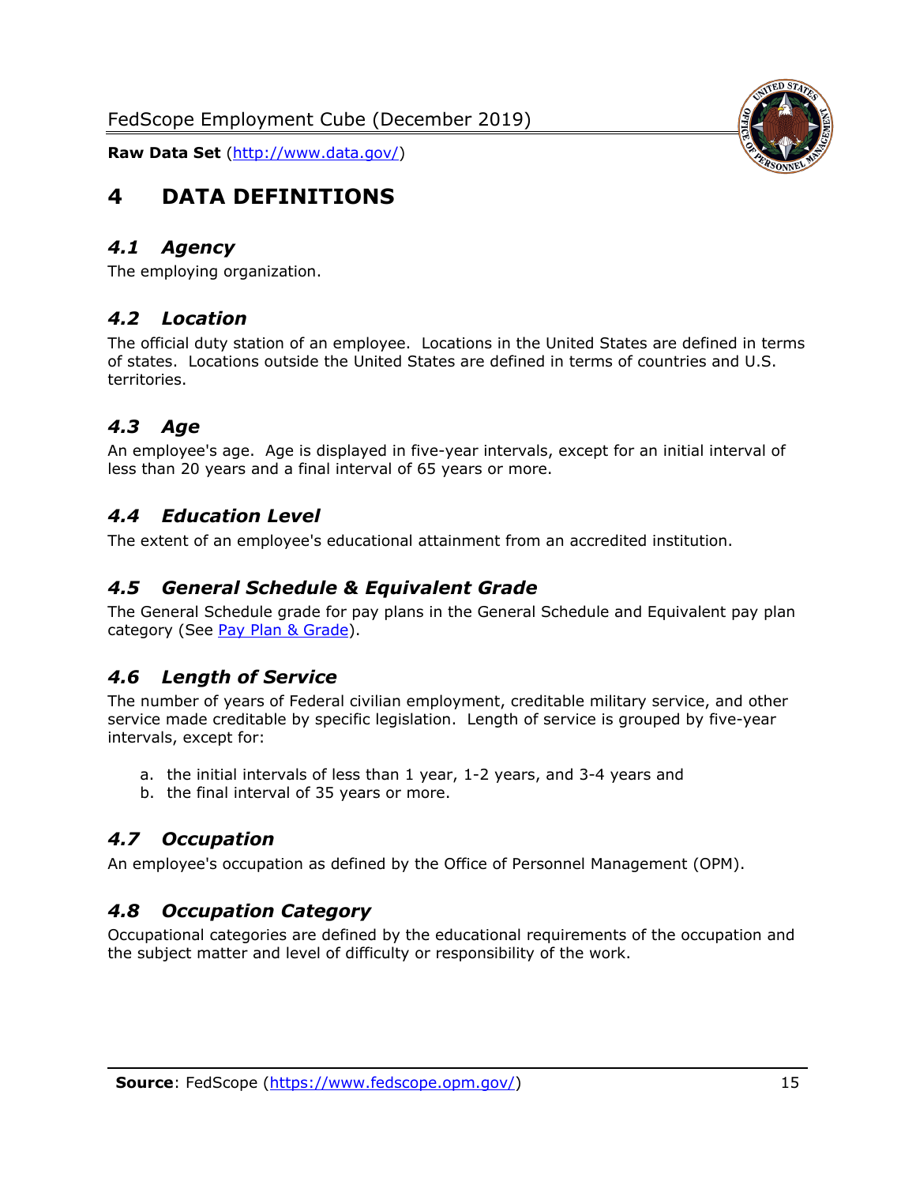# 4 DATA DEFINITIONS

## *4.1 Agency*

The employing organization.

## *4.2 Location*

The official duty station of an employee. Locations in the United States are defined in terms of states. Locations outside the United States are defined in terms of countries and U.S. territories.

## *4.3 Age*

An employee's age. Age is displayed in five-year intervals, except for an initial interval of less than 20 years and a final interval of 65 years or more.

## *4.4 Education Level*

The extent of an employee's educational attainment from an accredited institution.

## *4.5 General Schedule & Equivalent Grade*

The General Schedule grade for pay plans in the General Schedule and Equivalent pay plan category (See Pay Plan & Grade).

## *4.6 Length of Service*

The number of years of Federal civilian employment, creditable military service, and other service made creditable by specific legislation. Length of service is grouped by five-year intervals, except for:

a. the initial intervals of less than 1 year, 1-2 years, and 3-4 years and
b. the final interval of 35 years or more.

## *4.7 Occupation*

An employee's occupation as defined by the Office of Personnel Management (OPM).

## *4.8 Occupation Category*

Occupational categories are defined by the educational requirements of the occupation and the subject matter and level of difficulty or responsibility of the work.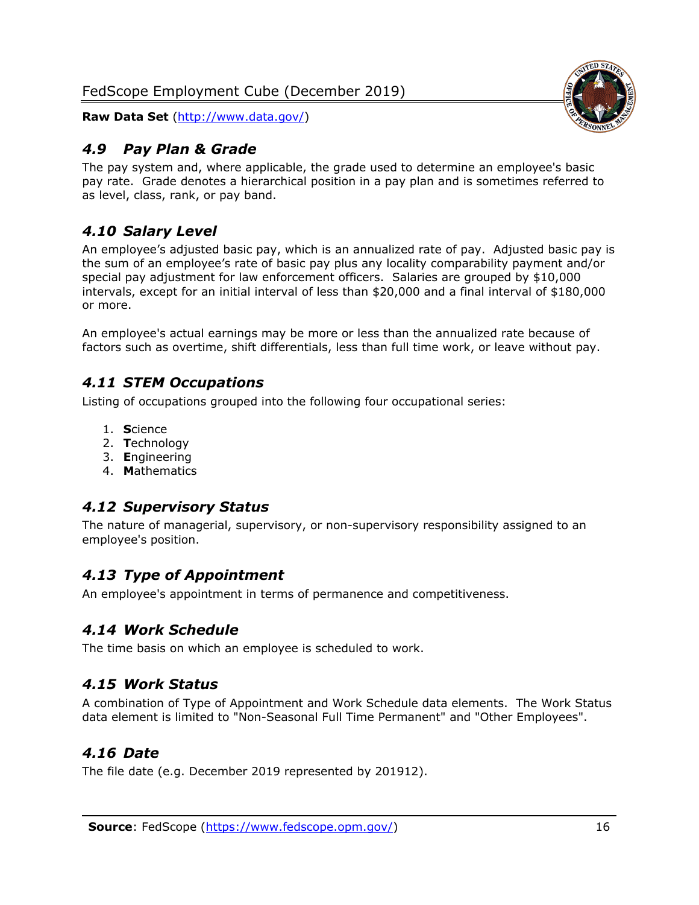### *4.9 Pay Plan & Grade*

The pay system and, where applicable, the grade used to determine an employee's basic pay rate. Grade denotes a hierarchical position in a pay plan and is sometimes referred to as level, class, rank, or pay band.

### *4.10 Salary Level*

An employee's adjusted basic pay, which is an annualized rate of pay. Adjusted basic pay is the sum of an employee's rate of basic pay plus any locality comparability payment and/or special pay adjustment for law enforcement officers. Salaries are grouped by $10,000 intervals, except for an initial interval of less than $20,000 and a final interval of $180,000 or more.

An employee's actual earnings may be more or less than the annualized rate because of factors such as overtime, shift differentials, less than full time work, or leave without pay.

### *4.11 STEM Occupations*

Listing of occupations grouped into the following four occupational series:

1. **S**cience
2. **T**echnology
3. **E**ngineering
4. **M**athematics

### *4.12 Supervisory Status*

The nature of managerial, supervisory, or non-supervisory responsibility assigned to an employee's position.

### *4.13 Type of Appointment*

An employee's appointment in terms of permanence and competitiveness.

### *4.14 Work Schedule*

The time basis on which an employee is scheduled to work.

### *4.15 Work Status*

A combination of Type of Appointment and Work Schedule data elements. The Work Status data element is limited to "Non-Seasonal Full Time Permanent" and "Other Employees".

### *4.16 Date*

The file date (e.g. December 2019 represented by 201912).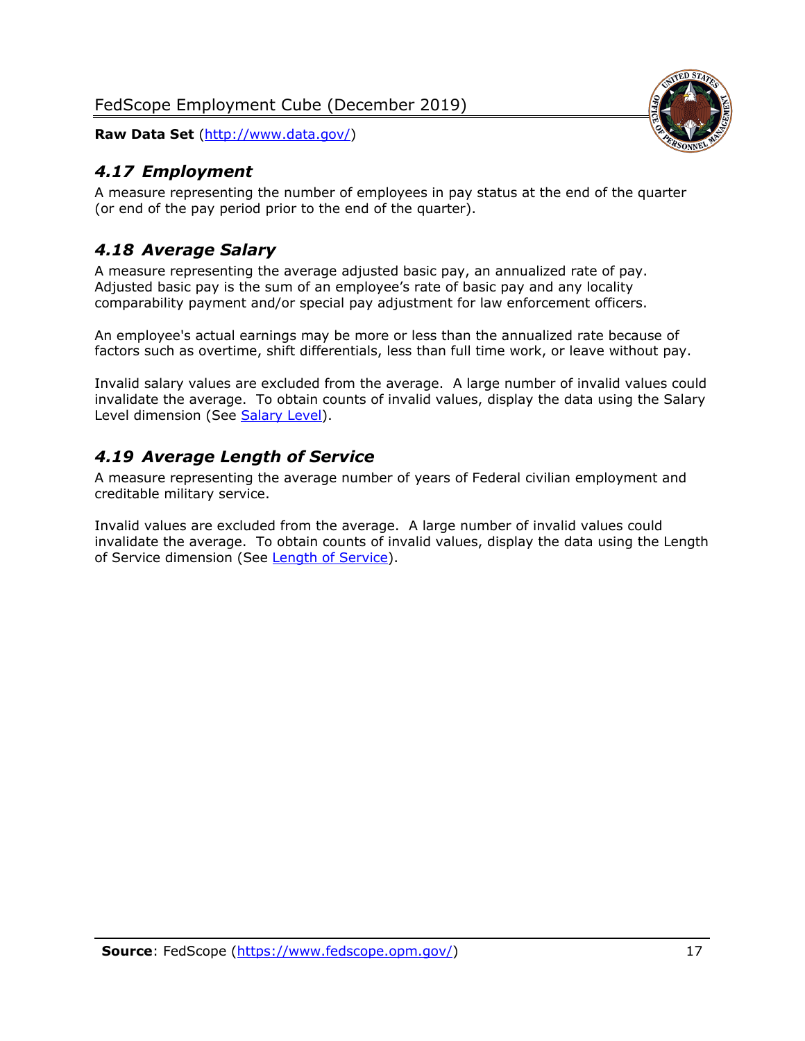### *4.17 Employment*

A measure representing the number of employees in pay status at the end of the quarter (or end of the pay period prior to the end of the quarter).

### *4.18 Average Salary*

A measure representing the average adjusted basic pay, an annualized rate of pay. Adjusted basic pay is the sum of an employee's rate of basic pay and any locality comparability payment and/or special pay adjustment for law enforcement officers.

An employee's actual earnings may be more or less than the annualized rate because of factors such as overtime, shift differentials, less than full time work, or leave without pay.

Invalid salary values are excluded from the average. A large number of invalid values could invalidate the average. To obtain counts of invalid values, display the data using the Salary Level dimension (See [Salary Level]).

### *4.19 Average Length of Service*

A measure representing the average number of years of Federal civilian employment and creditable military service.

Invalid values are excluded from the average. A large number of invalid values could invalidate the average. To obtain counts of invalid values, display the data using the Length of Service dimension (See [Length of Service]).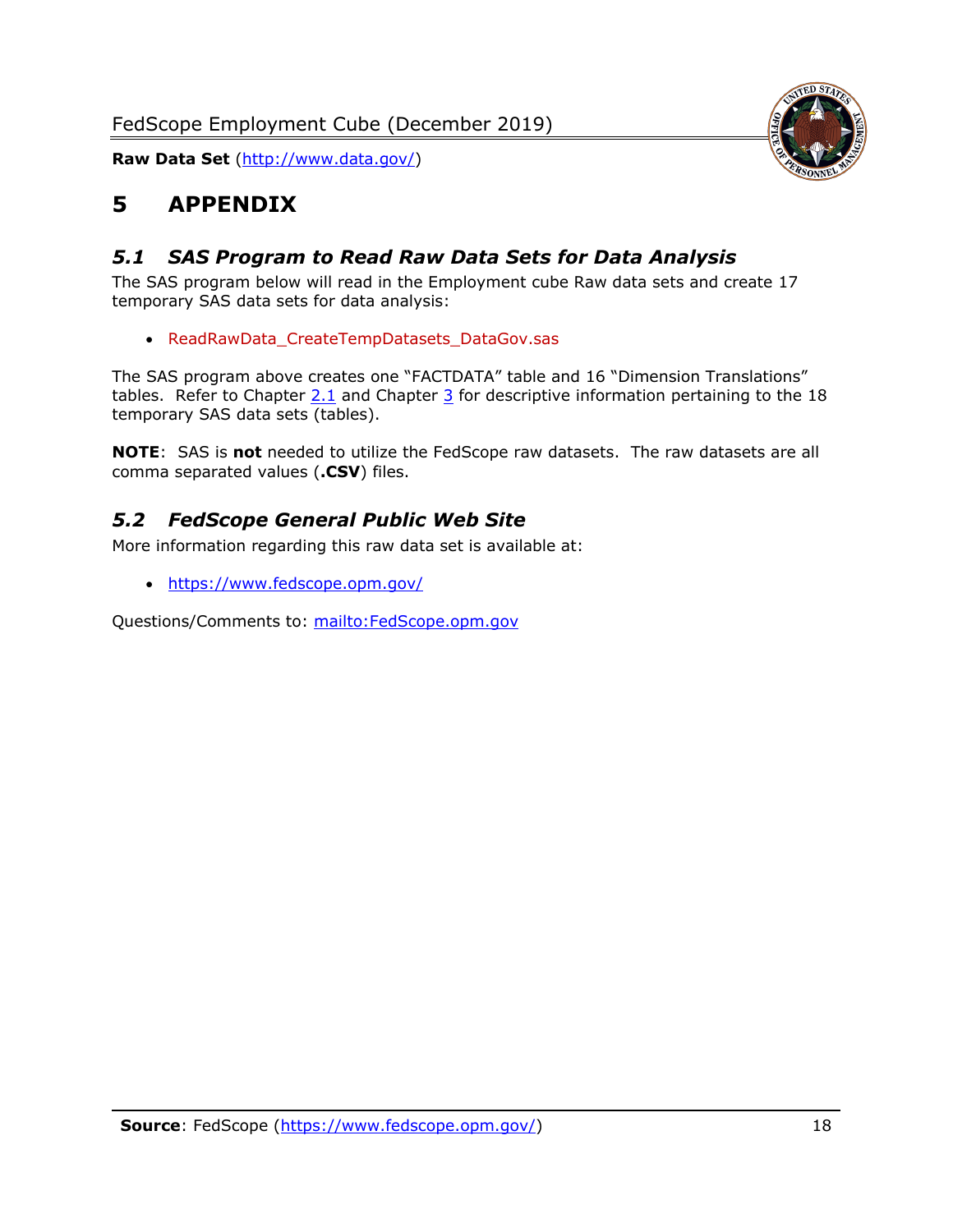# 5 APPENDIX

## *5.1 SAS Program to Read Raw Data Sets for Data Analysis*

The SAS program below will read in the Employment cube Raw data sets and create 17 temporary SAS data sets for data analysis:

- ReadRawData_CreateTempDatasets_DataGov.sas

The SAS program above creates one "FACTDATA" table and 16 "Dimension Translations" tables. Refer to Chapter 2.1 and Chapter 3 for descriptive information pertaining to the 18 temporary SAS data sets (tables).

**NOTE**: SAS is **not** needed to utilize the FedScope raw datasets. The raw datasets are all comma separated values (**.CSV**) files.

## *5.2 FedScope General Public Web Site*

More information regarding this raw data set is available at:

- https://www.fedscope.opm.gov/

Questions/Comments to: mailto:FedScope.opm.gov